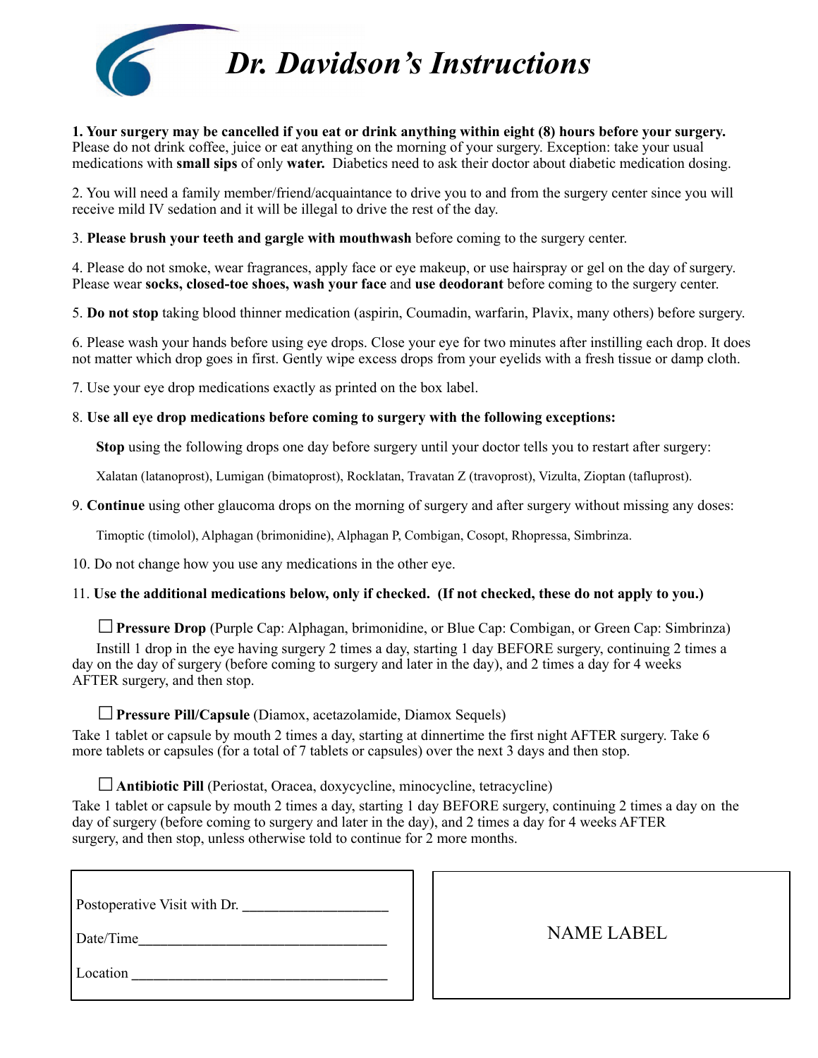# *Dr. Davidson's Instructions*

**1. Your surgery may be cancelled if you eat or drink anything within eight (8) hours before your surgery.** Please do not drink coffee, juice or eat anything on the morning of your surgery. Exception: take your usual medications with **small sips** of only **water.** Diabetics need to ask their doctor about diabetic medication dosing.

2. You will need a family member/friend/acquaintance to drive you to and from the surgery center since you will receive mild IV sedation and it will be illegal to drive the rest of the day.

3. **Please brush your teeth and gargle with mouthwash** before coming to the surgery center.

4. Please do not smoke, wear fragrances, apply face or eye makeup, or use hairspray or gel on the day of surgery. Please wear **socks, closed-toe shoes, wash your face** and **use deodorant** before coming to the surgery center.

5. **Do not stop** taking blood thinner medication (aspirin, Coumadin, warfarin, Plavix, many others) before surgery.

6. Please wash your hands before using eye drops. Close your eye for two minutes after instilling each drop. It does not matter which drop goes in first. Gently wipe excess drops from your eyelids with a fresh tissue or damp cloth.

7. Use your eye drop medications exactly as printed on the box label.

8. **Use all eye drop medications before coming to surgery with the following exceptions:**

**Stop** using the following drops one day before surgery until your doctor tells you to restart after surgery:

Xalatan (latanoprost), Lumigan (bimatoprost), Rocklatan, Travatan Z (travoprost), Vizulta, Zioptan (tafluprost).

9. **Continue** using other glaucoma drops on the morning of surgery and after surgery without missing any doses:

Timoptic (timolol), Alphagan (brimonidine), Alphagan P, Combigan, Cosopt, Rhopressa, Simbrinza.

10. Do not change how you use any medications in the other eye.

11. **Use the additional medications below, only if checked. (If not checked, these do not apply to you.)**

☐ **Pressure Drop** (Purple Cap: Alphagan, brimonidine, or Blue Cap: Combigan, or Green Cap: Simbrinza)
Instill 1 drop in the eye having surgery 2 times a day, starting 1 day BEFORE surgery, continuing 2 times a day on the day of surgery (before coming to surgery and later in the day), and 2 times a day for 4 weeks AFTER surgery, and then stop.

☐ **Pressure Pill/Capsule** (Diamox, acetazolamide, Diamox Sequels)
Take 1 tablet or capsule by mouth 2 times a day, starting at dinnertime the first night AFTER surgery. Take 6 more tablets or capsules (for a total of 7 tablets or capsules) over the next 3 days and then stop.

☐ **Antibiotic Pill** (Periostat, Oracea, doxycycline, minocycline, tetracycline)
Take 1 tablet or capsule by mouth 2 times a day, starting 1 day BEFORE surgery, continuing 2 times a day on the day of surgery (before coming to surgery and later in the day), and 2 times a day for 4 weeks AFTER surgery, and then stop, unless otherwise told to continue for 2 more months.

Postoperative Visit with Dr. ____________________

Date/Time__________________________________

Location ___________________________________

NAME LABEL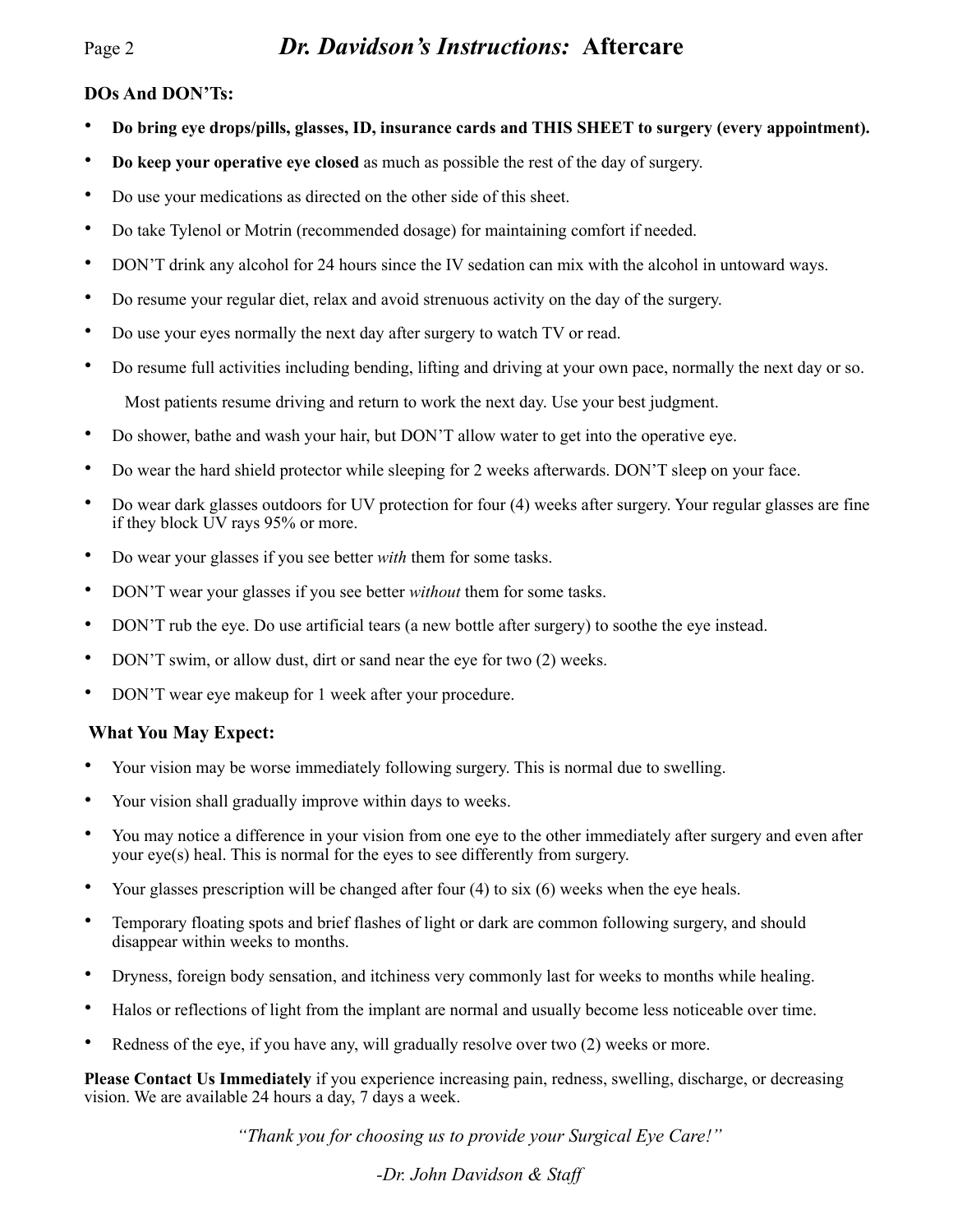# *Dr. Davidson's Instructions:* Aftercare

**DOs And DON'Ts:**

- **Do bring eye drops/pills, glasses, ID, insurance cards and THIS SHEET to surgery (every appointment).**
- **Do keep your operative eye closed** as much as possible the rest of the day of surgery.
- Do use your medications as directed on the other side of this sheet.
- Do take Tylenol or Motrin (recommended dosage) for maintaining comfort if needed.
- DON'T drink any alcohol for 24 hours since the IV sedation can mix with the alcohol in untoward ways.
- Do resume your regular diet, relax and avoid strenuous activity on the day of the surgery.
- Do use your eyes normally the next day after surgery to watch TV or read.
- Do resume full activities including bending, lifting and driving at your own pace, normally the next day or so.

  Most patients resume driving and return to work the next day. Use your best judgment.
- Do shower, bathe and wash your hair, but DON'T allow water to get into the operative eye.
- Do wear the hard shield protector while sleeping for 2 weeks afterwards. DON'T sleep on your face.
- Do wear dark glasses outdoors for UV protection for four (4) weeks after surgery. Your regular glasses are fine if they block UV rays 95% or more.
- Do wear your glasses if you see better *with* them for some tasks.
- DON'T wear your glasses if you see better *without* them for some tasks.
- DON'T rub the eye. Do use artificial tears (a new bottle after surgery) to soothe the eye instead.
- DON'T swim, or allow dust, dirt or sand near the eye for two (2) weeks.
- DON'T wear eye makeup for 1 week after your procedure.

**What You May Expect:**

- Your vision may be worse immediately following surgery. This is normal due to swelling.
- Your vision shall gradually improve within days to weeks.
- You may notice a difference in your vision from one eye to the other immediately after surgery and even after your eye(s) heal. This is normal for the eyes to see differently from surgery.
- Your glasses prescription will be changed after four (4) to six (6) weeks when the eye heals.
- Temporary floating spots and brief flashes of light or dark are common following surgery, and should disappear within weeks to months.
- Dryness, foreign body sensation, and itchiness very commonly last for weeks to months while healing.
- Halos or reflections of light from the implant are normal and usually become less noticeable over time.
- Redness of the eye, if you have any, will gradually resolve over two (2) weeks or more.

**Please Contact Us Immediately** if you experience increasing pain, redness, swelling, discharge, or decreasing vision. We are available 24 hours a day, 7 days a week.

*"Thank you for choosing us to provide your Surgical Eye Care!"*

*-Dr. John Davidson & Staff*